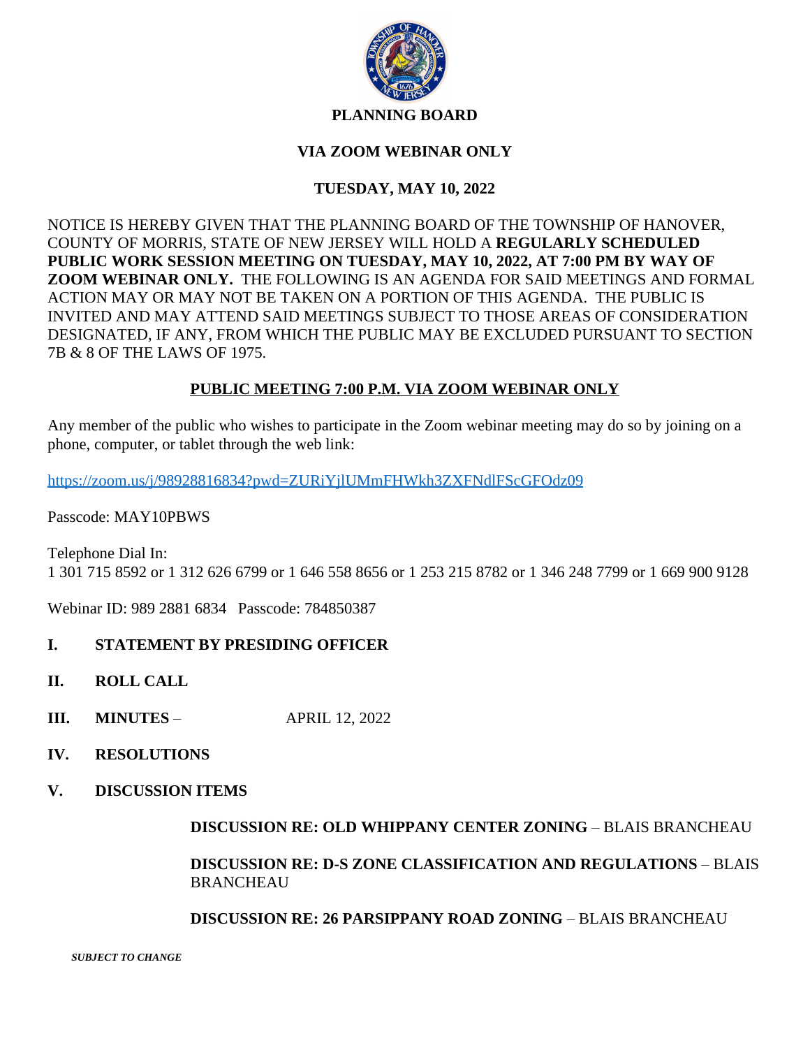# PLANNING BOARD

## VIA ZOOM WEBINAR ONLY

## TUESDAY, MAY 10, 2022

NOTICE IS HEREBY GIVEN THAT THE PLANNING BOARD OF THE TOWNSHIP OF HANOVER, COUNTY OF MORRIS, STATE OF NEW JERSEY WILL HOLD A **REGULARLY SCHEDULED PUBLIC WORK SESSION MEETING ON TUESDAY, MAY 10, 2022, AT 7:00 PM BY WAY OF ZOOM WEBINAR ONLY.** THE FOLLOWING IS AN AGENDA FOR SAID MEETINGS AND FORMAL ACTION MAY OR MAY NOT BE TAKEN ON A PORTION OF THIS AGENDA. THE PUBLIC IS INVITED AND MAY ATTEND SAID MEETINGS SUBJECT TO THOSE AREAS OF CONSIDERATION DESIGNATED, IF ANY, FROM WHICH THE PUBLIC MAY BE EXCLUDED PURSUANT TO SECTION 7B & 8 OF THE LAWS OF 1975.

**PUBLIC MEETING 7:00 P.M. VIA ZOOM WEBINAR ONLY**

Any member of the public who wishes to participate in the Zoom webinar meeting may do so by joining on a phone, computer, or tablet through the web link:

https://zoom.us/j/98928816834?pwd=ZURiYjlUMmFHWkh3ZXFNdlFScGFOdz09

Passcode: MAY10PBWS

Telephone Dial In:
1 301 715 8592 or 1 312 626 6799 or 1 646 558 8656 or 1 253 215 8782 or 1 346 248 7799 or 1 669 900 9128

Webinar ID: 989 2881 6834   Passcode: 784850387

**I. STATEMENT BY PRESIDING OFFICER**

**II. ROLL CALL**

**III. MINUTES** – APRIL 12, 2022

**IV. RESOLUTIONS**

**V. DISCUSSION ITEMS**

**DISCUSSION RE: OLD WHIPPANY CENTER ZONING** – BLAIS BRANCHEAU

**DISCUSSION RE: D-S ZONE CLASSIFICATION AND REGULATIONS** – BLAIS BRANCHEAU

**DISCUSSION RE: 26 PARSIPPANY ROAD ZONING** – BLAIS BRANCHEAU

***SUBJECT TO CHANGE***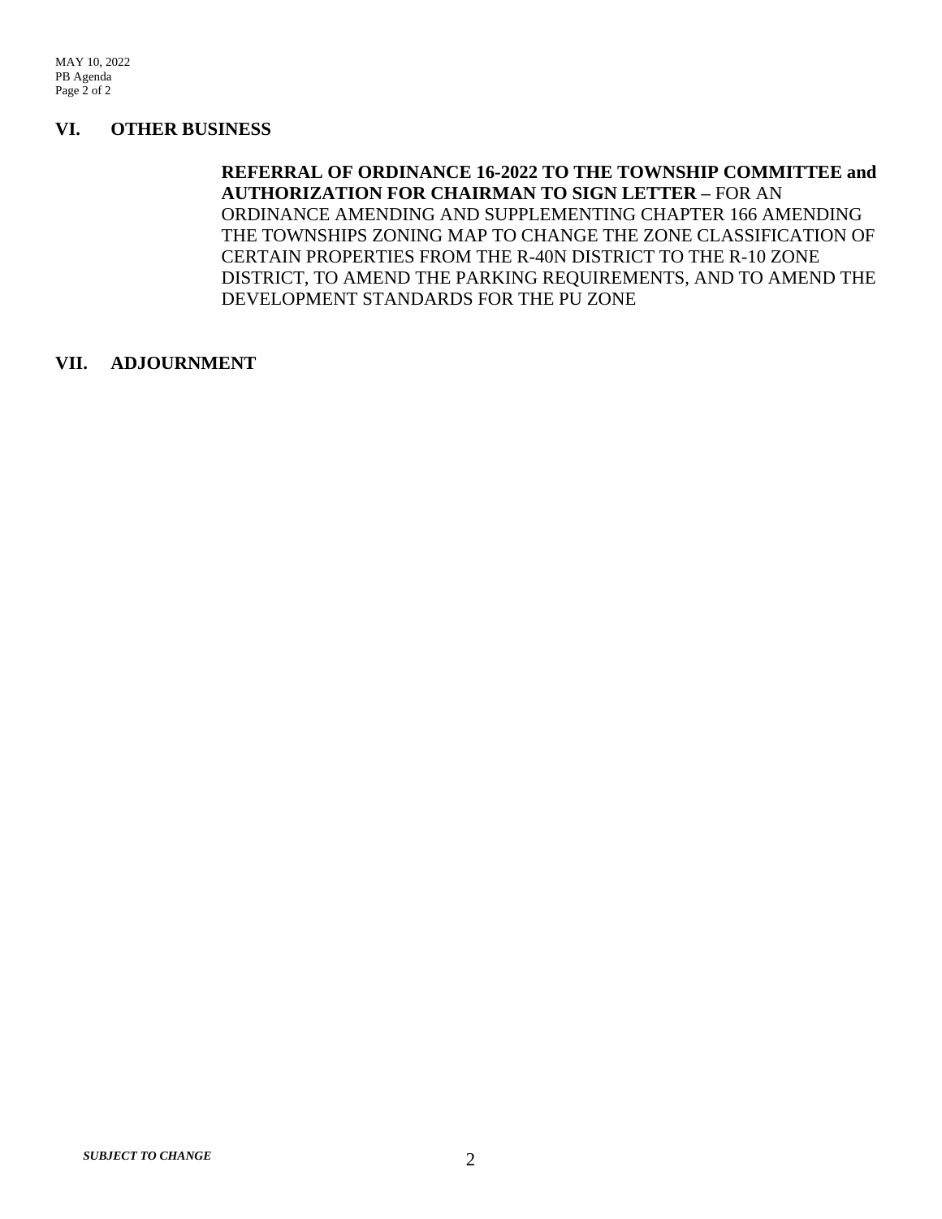## VI. OTHER BUSINESS

**REFERRAL OF ORDINANCE 16-2022 TO THE TOWNSHIP COMMITTEE and AUTHORIZATION FOR CHAIRMAN TO SIGN LETTER –** FOR AN ORDINANCE AMENDING AND SUPPLEMENTING CHAPTER 166 AMENDING THE TOWNSHIPS ZONING MAP TO CHANGE THE ZONE CLASSIFICATION OF CERTAIN PROPERTIES FROM THE R-40N DISTRICT TO THE R-10 ZONE DISTRICT, TO AMEND THE PARKING REQUIREMENTS, AND TO AMEND THE DEVELOPMENT STANDARDS FOR THE PU ZONE

## VII. ADJOURNMENT

***SUBJECT TO CHANGE***